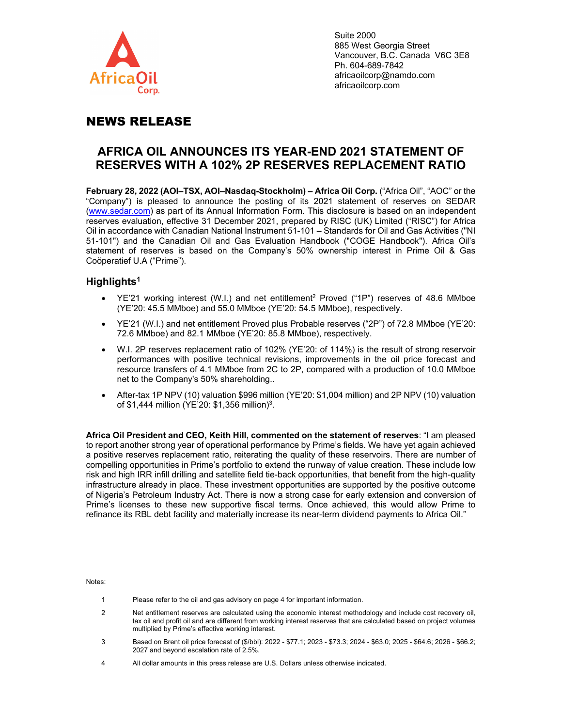Suite 2000
885 West Georgia Street
Vancouver, B.C. Canada V6C 3E8
Ph. 604-689-7842
africaoilcorp@namdo.com
africaoilcorp.com

# NEWS RELEASE

## AFRICA OIL ANNOUNCES ITS YEAR-END 2021 STATEMENT OF RESERVES WITH A 102% 2P RESERVES REPLACEMENT RATIO

**February 28, 2022 (AOI–TSX, AOI–Nasdaq-Stockholm) – Africa Oil Corp.** ("Africa Oil", "AOC" or the "Company") is pleased to announce the posting of its 2021 statement of reserves on SEDAR (www.sedar.com) as part of its Annual Information Form. This disclosure is based on an independent reserves evaluation, effective 31 December 2021, prepared by RISC (UK) Limited ("RISC") for Africa Oil in accordance with Canadian National Instrument 51-101 – Standards for Oil and Gas Activities ("NI 51-101") and the Canadian Oil and Gas Evaluation Handbook ("COGE Handbook"). Africa Oil's statement of reserves is based on the Company's 50% ownership interest in Prime Oil & Gas Coöperatief U.A ("Prime").

### Highlights[1]

- YE'21 working interest (W.I.) and net entitlement[2] Proved ("1P") reserves of 48.6 MMboe (YE'20: 45.5 MMboe) and 55.0 MMboe (YE'20: 54.5 MMboe), respectively.
- YE'21 (W.I.) and net entitlement Proved plus Probable reserves ("2P") of 72.8 MMboe (YE'20: 72.6 MMboe) and 82.1 MMboe (YE'20: 85.8 MMboe), respectively.
- W.I. 2P reserves replacement ratio of 102% (YE'20: of 114%) is the result of strong reservoir performances with positive technical revisions, improvements in the oil price forecast and resource transfers of 4.1 MMboe from 2C to 2P, compared with a production of 10.0 MMboe net to the Company's 50% shareholding..
- After-tax 1P NPV (10) valuation $996 million (YE'20: $1,004 million) and 2P NPV (10) valuation of $1,444 million (YE'20: $1,356 million)[3].

**Africa Oil President and CEO, Keith Hill, commented on the statement of reserves**: "I am pleased to report another strong year of operational performance by Prime's fields. We have yet again achieved a positive reserves replacement ratio, reiterating the quality of these reservoirs. There are number of compelling opportunities in Prime's portfolio to extend the runway of value creation. These include low risk and high IRR infill drilling and satellite field tie-back opportunities, that benefit from the high-quality infrastructure already in place. These investment opportunities are supported by the positive outcome of Nigeria's Petroleum Industry Act. There is now a strong case for early extension and conversion of Prime's licenses to these new supportive fiscal terms. Once achieved, this would allow Prime to refinance its RBL debt facility and materially increase its near-term dividend payments to Africa Oil."

Notes:

1. Please refer to the oil and gas advisory on page 4 for important information.
2. Net entitlement reserves are calculated using the economic interest methodology and include cost recovery oil, tax oil and profit oil and are different from working interest reserves that are calculated based on project volumes multiplied by Prime's effective working interest.
3. Based on Brent oil price forecast of ($/bbl): 2022 - $77.1; 2023 - $73.3; 2024 - $63.0; 2025 - $64.6; 2026 - $66.2; 2027 and beyond escalation rate of 2.5%.
4. All dollar amounts in this press release are U.S. Dollars unless otherwise indicated.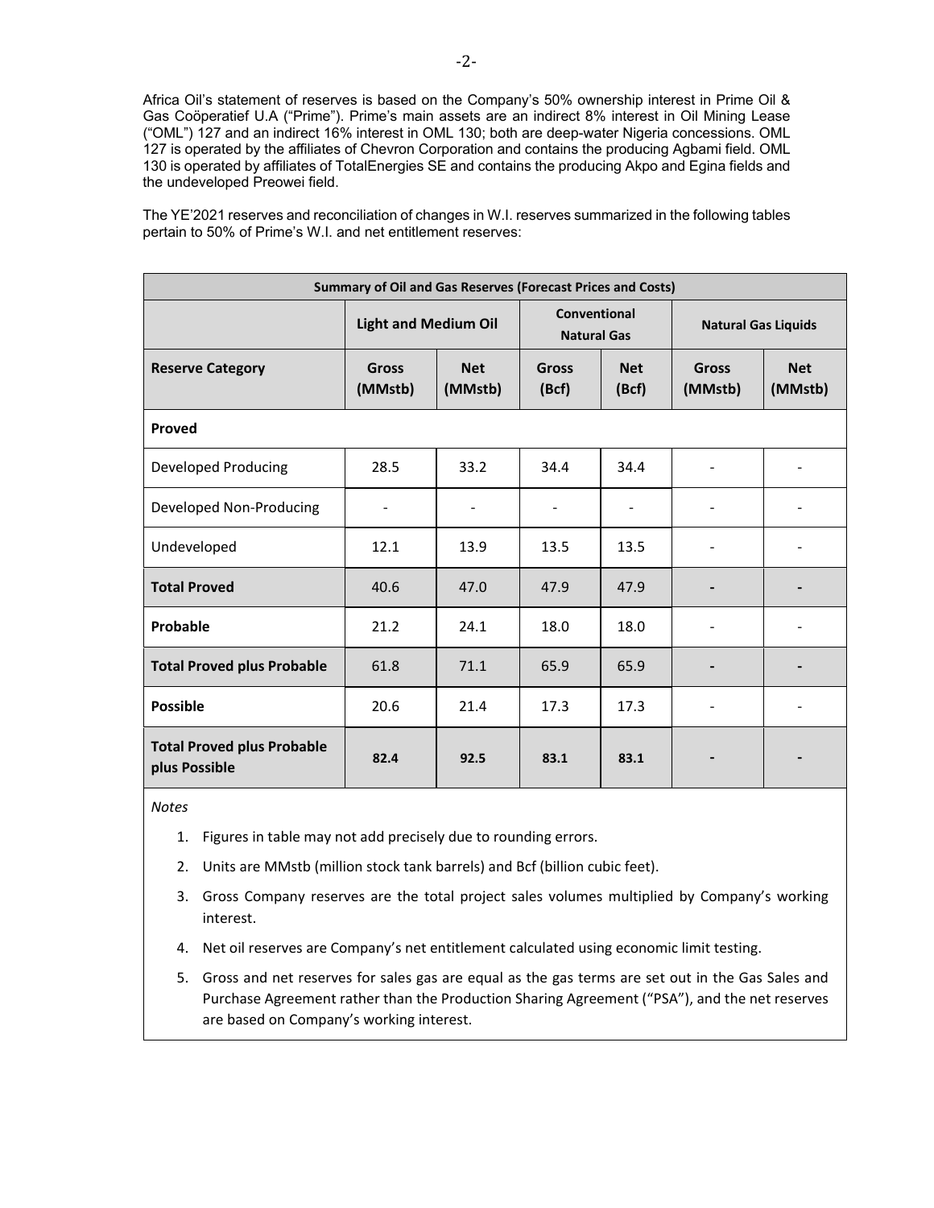Africa Oil's statement of reserves is based on the Company's 50% ownership interest in Prime Oil & Gas Coöperatief U.A ("Prime"). Prime's main assets are an indirect 8% interest in Oil Mining Lease ("OML") 127 and an indirect 16% interest in OML 130; both are deep-water Nigeria concessions. OML 127 is operated by the affiliates of Chevron Corporation and contains the producing Agbami field. OML 130 is operated by affiliates of TotalEnergies SE and contains the producing Akpo and Egina fields and the undeveloped Preowei field.

The YE'2021 reserves and reconciliation of changes in W.I. reserves summarized in the following tables pertain to 50% of Prime's W.I. and net entitlement reserves:

| Summary of Oil and Gas Reserves (Forecast Prices and Costs) | | | | | | |
|---|---|---|---|---|---|---|
| | Light and Medium Oil | | Conventional Natural Gas | | Natural Gas Liquids | |
| **Reserve Category** | **Gross (MMstb)** | **Net (MMstb)** | **Gross (Bcf)** | **Net (Bcf)** | **Gross (MMstb)** | **Net (MMstb)** |
| **Proved** | | | | | | |
| Developed Producing | 28.5 | 33.2 | 34.4 | 34.4 | - | - |
| Developed Non-Producing | - | - | - | - | - | - |
| Undeveloped | 12.1 | 13.9 | 13.5 | 13.5 | - | - |
| **Total Proved** | 40.6 | 47.0 | 47.9 | 47.9 | - | - |
| **Probable** | 21.2 | 24.1 | 18.0 | 18.0 | - | - |
| **Total Proved plus Probable** | 61.8 | 71.1 | 65.9 | 65.9 | - | - |
| **Possible** | 20.6 | 21.4 | 17.3 | 17.3 | - | - |
| **Total Proved plus Probable plus Possible** | **82.4** | **92.5** | **83.1** | **83.1** | - | - |

*Notes*

1. Figures in table may not add precisely due to rounding errors.
2. Units are MMstb (million stock tank barrels) and Bcf (billion cubic feet).
3. Gross Company reserves are the total project sales volumes multiplied by Company's working interest.
4. Net oil reserves are Company's net entitlement calculated using economic limit testing.
5. Gross and net reserves for sales gas are equal as the gas terms are set out in the Gas Sales and Purchase Agreement rather than the Production Sharing Agreement ("PSA"), and the net reserves are based on Company's working interest.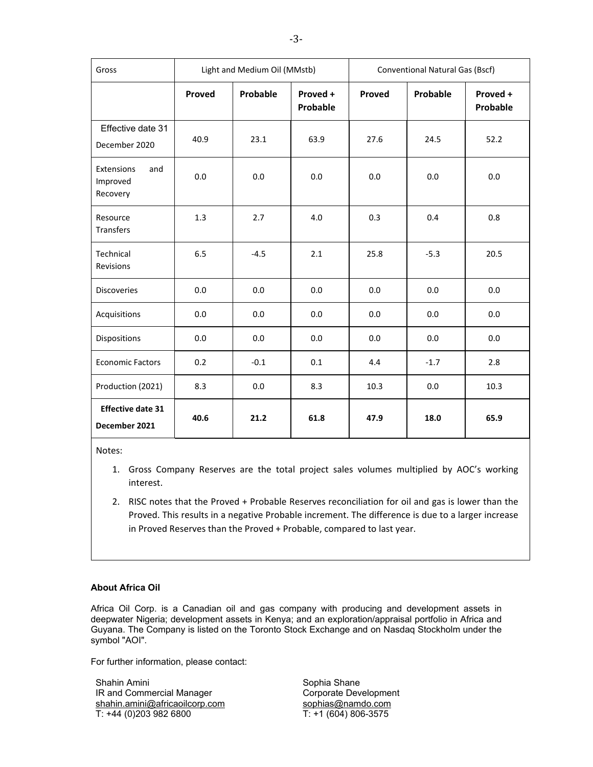| Gross | Light and Medium Oil (MMstb) | | | Conventional Natural Gas (Bscf) | | |
|---|---|---|---|---|---|---|
| | **Proved** | **Probable** | **Proved + Probable** | **Proved** | **Probable** | **Proved + Probable** |
| Effective date 31 December 2020 | 40.9 | 23.1 | 63.9 | 27.6 | 24.5 | 52.2 |
| Extensions and Improved Recovery | 0.0 | 0.0 | 0.0 | 0.0 | 0.0 | 0.0 |
| Resource Transfers | 1.3 | 2.7 | 4.0 | 0.3 | 0.4 | 0.8 |
| Technical Revisions | 6.5 | -4.5 | 2.1 | 25.8 | -5.3 | 20.5 |
| Discoveries | 0.0 | 0.0 | 0.0 | 0.0 | 0.0 | 0.0 |
| Acquisitions | 0.0 | 0.0 | 0.0 | 0.0 | 0.0 | 0.0 |
| Dispositions | 0.0 | 0.0 | 0.0 | 0.0 | 0.0 | 0.0 |
| Economic Factors | 0.2 | -0.1 | 0.1 | 4.4 | -1.7 | 2.8 |
| Production (2021) | 8.3 | 0.0 | 8.3 | 10.3 | 0.0 | 10.3 |
| **Effective date 31 December 2021** | **40.6** | **21.2** | **61.8** | **47.9** | **18.0** | **65.9** |

Notes:

1. Gross Company Reserves are the total project sales volumes multiplied by AOC's working interest.
2. RISC notes that the Proved + Probable Reserves reconciliation for oil and gas is lower than the Proved. This results in a negative Probable increment. The difference is due to a larger increase in Proved Reserves than the Proved + Probable, compared to last year.

**About Africa Oil**

Africa Oil Corp. is a Canadian oil and gas company with producing and development assets in deepwater Nigeria; development assets in Kenya; and an exploration/appraisal portfolio in Africa and Guyana. The Company is listed on the Toronto Stock Exchange and on Nasdaq Stockholm under the symbol "AOI".

For further information, please contact:

Shahin Amini
IR and Commercial Manager
shahin.amini@africaoilcorp.com
T: +44 (0)203 982 6800

Sophia Shane
Corporate Development
sophias@namdo.com
T: +1 (604) 806-3575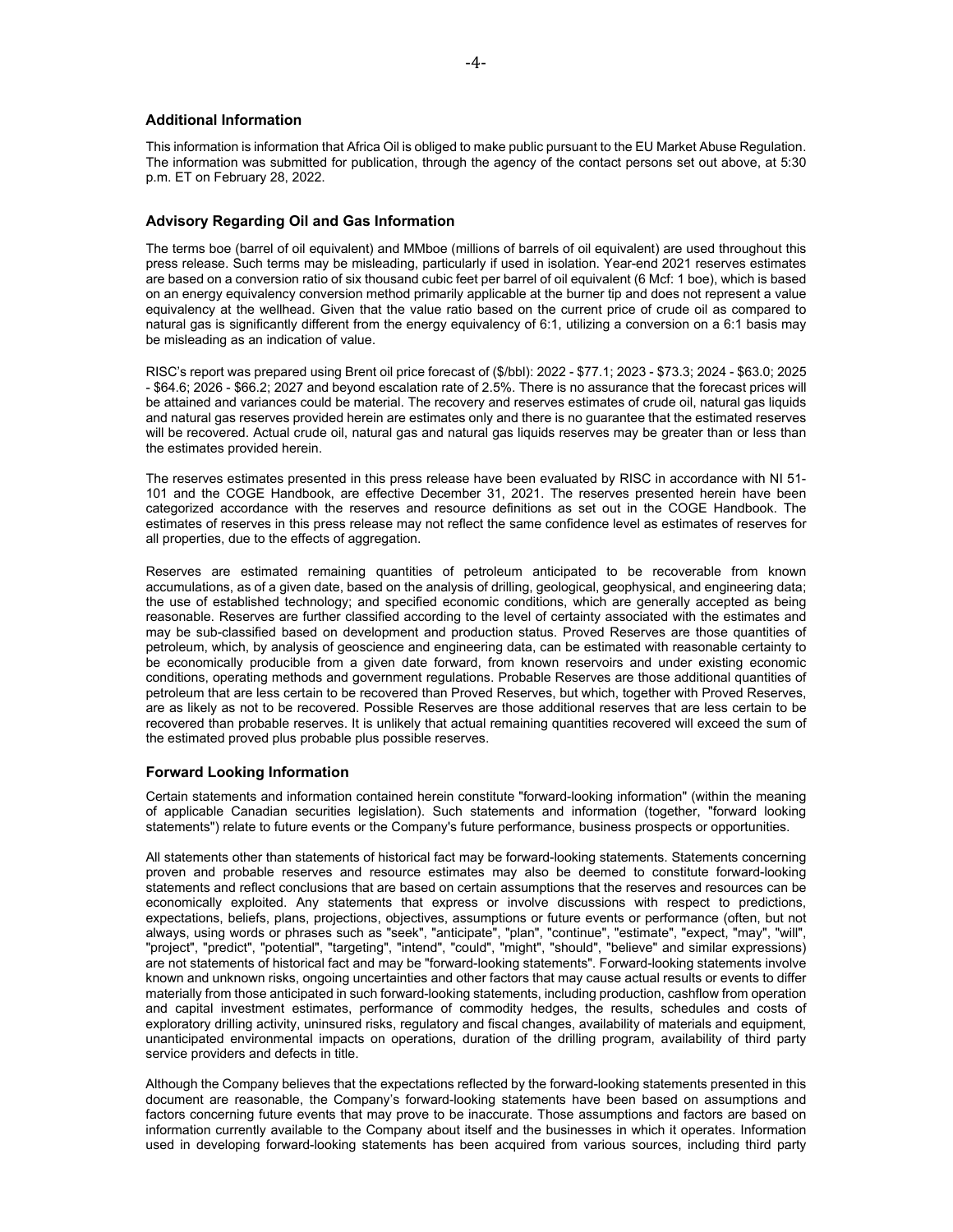### Additional Information

This information is information that Africa Oil is obliged to make public pursuant to the EU Market Abuse Regulation. The information was submitted for publication, through the agency of the contact persons set out above, at 5:30 p.m. ET on February 28, 2022.

### Advisory Regarding Oil and Gas Information

The terms boe (barrel of oil equivalent) and MMboe (millions of barrels of oil equivalent) are used throughout this press release. Such terms may be misleading, particularly if used in isolation. Year-end 2021 reserves estimates are based on a conversion ratio of six thousand cubic feet per barrel of oil equivalent (6 Mcf: 1 boe), which is based on an energy equivalency conversion method primarily applicable at the burner tip and does not represent a value equivalency at the wellhead. Given that the value ratio based on the current price of crude oil as compared to natural gas is significantly different from the energy equivalency of 6:1, utilizing a conversion on a 6:1 basis may be misleading as an indication of value.

RISC's report was prepared using Brent oil price forecast of ($/bbl): 2022 - $77.1; 2023 - $73.3; 2024 - $63.0; 2025 - $64.6; 2026 - $66.2; 2027 and beyond escalation rate of 2.5%. There is no assurance that the forecast prices will be attained and variances could be material. The recovery and reserves estimates of crude oil, natural gas liquids and natural gas reserves provided herein are estimates only and there is no guarantee that the estimated reserves will be recovered. Actual crude oil, natural gas and natural gas liquids reserves may be greater than or less than the estimates provided herein.

The reserves estimates presented in this press release have been evaluated by RISC in accordance with NI 51-101 and the COGE Handbook, are effective December 31, 2021. The reserves presented herein have been categorized accordance with the reserves and resource definitions as set out in the COGE Handbook. The estimates of reserves in this press release may not reflect the same confidence level as estimates of reserves for all properties, due to the effects of aggregation.

Reserves are estimated remaining quantities of petroleum anticipated to be recoverable from known accumulations, as of a given date, based on the analysis of drilling, geological, geophysical, and engineering data; the use of established technology; and specified economic conditions, which are generally accepted as being reasonable. Reserves are further classified according to the level of certainty associated with the estimates and may be sub-classified based on development and production status. Proved Reserves are those quantities of petroleum, which, by analysis of geoscience and engineering data, can be estimated with reasonable certainty to be economically producible from a given date forward, from known reservoirs and under existing economic conditions, operating methods and government regulations. Probable Reserves are those additional quantities of petroleum that are less certain to be recovered than Proved Reserves, but which, together with Proved Reserves, are as likely as not to be recovered. Possible Reserves are those additional reserves that are less certain to be recovered than probable reserves. It is unlikely that actual remaining quantities recovered will exceed the sum of the estimated proved plus probable plus possible reserves.

### Forward Looking Information

Certain statements and information contained herein constitute "forward-looking information" (within the meaning of applicable Canadian securities legislation). Such statements and information (together, "forward looking statements") relate to future events or the Company's future performance, business prospects or opportunities.

All statements other than statements of historical fact may be forward-looking statements. Statements concerning proven and probable reserves and resource estimates may also be deemed to constitute forward-looking statements and reflect conclusions that are based on certain assumptions that the reserves and resources can be economically exploited. Any statements that express or involve discussions with respect to predictions, expectations, beliefs, plans, projections, objectives, assumptions or future events or performance (often, but not always, using words or phrases such as "seek", "anticipate", "plan", "continue", "estimate", "expect, "may", "will", "project", "predict", "potential", "targeting", "intend", "could", "might", "should", "believe" and similar expressions) are not statements of historical fact and may be "forward-looking statements". Forward-looking statements involve known and unknown risks, ongoing uncertainties and other factors that may cause actual results or events to differ materially from those anticipated in such forward-looking statements, including production, cashflow from operation and capital investment estimates, performance of commodity hedges, the results, schedules and costs of exploratory drilling activity, uninsured risks, regulatory and fiscal changes, availability of materials and equipment, unanticipated environmental impacts on operations, duration of the drilling program, availability of third party service providers and defects in title.

Although the Company believes that the expectations reflected by the forward-looking statements presented in this document are reasonable, the Company's forward-looking statements have been based on assumptions and factors concerning future events that may prove to be inaccurate. Those assumptions and factors are based on information currently available to the Company about itself and the businesses in which it operates. Information used in developing forward-looking statements has been acquired from various sources, including third party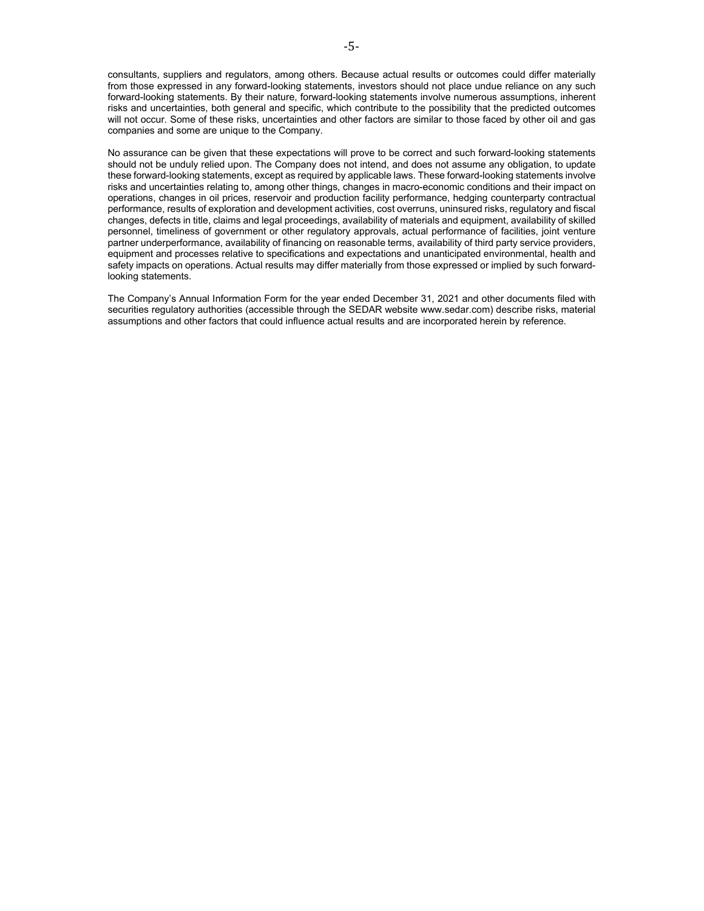consultants, suppliers and regulators, among others. Because actual results or outcomes could differ materially from those expressed in any forward-looking statements, investors should not place undue reliance on any such forward-looking statements. By their nature, forward-looking statements involve numerous assumptions, inherent risks and uncertainties, both general and specific, which contribute to the possibility that the predicted outcomes will not occur. Some of these risks, uncertainties and other factors are similar to those faced by other oil and gas companies and some are unique to the Company.

No assurance can be given that these expectations will prove to be correct and such forward-looking statements should not be unduly relied upon. The Company does not intend, and does not assume any obligation, to update these forward-looking statements, except as required by applicable laws. These forward-looking statements involve risks and uncertainties relating to, among other things, changes in macro-economic conditions and their impact on operations, changes in oil prices, reservoir and production facility performance, hedging counterparty contractual performance, results of exploration and development activities, cost overruns, uninsured risks, regulatory and fiscal changes, defects in title, claims and legal proceedings, availability of materials and equipment, availability of skilled personnel, timeliness of government or other regulatory approvals, actual performance of facilities, joint venture partner underperformance, availability of financing on reasonable terms, availability of third party service providers, equipment and processes relative to specifications and expectations and unanticipated environmental, health and safety impacts on operations. Actual results may differ materially from those expressed or implied by such forward-looking statements.

The Company's Annual Information Form for the year ended December 31, 2021 and other documents filed with securities regulatory authorities (accessible through the SEDAR website www.sedar.com) describe risks, material assumptions and other factors that could influence actual results and are incorporated herein by reference.